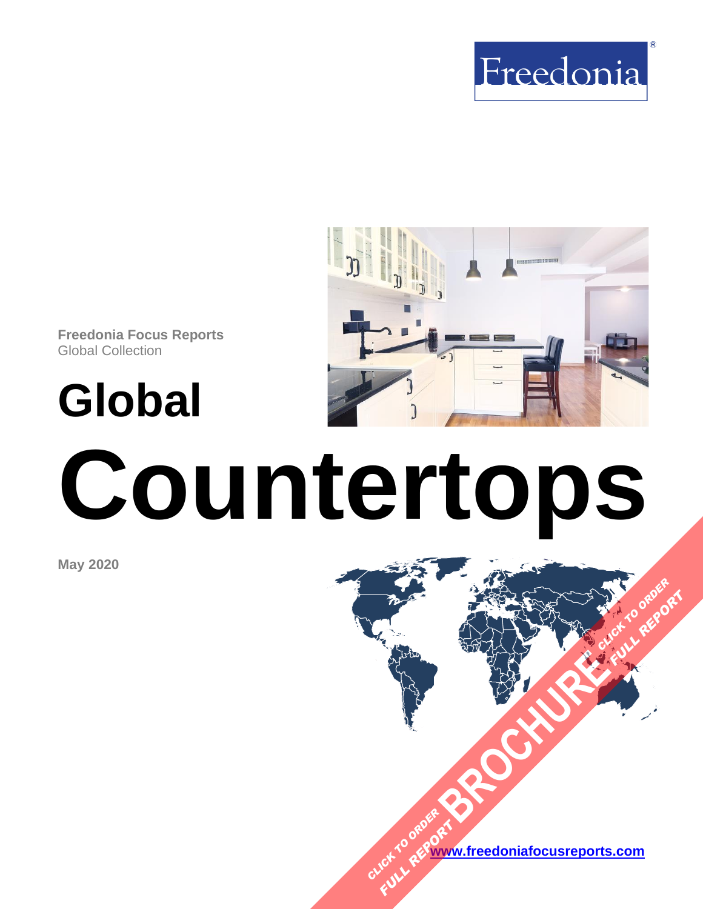Freedonia

**Freedonia Focus Reports**
Global Collection

# Global Countertops

**May 2020**

CLICK TO ORDER FULL REPORT BROCHURE CLICK TO ORDER FULL REPORT

**www.freedoniafocusreports.com**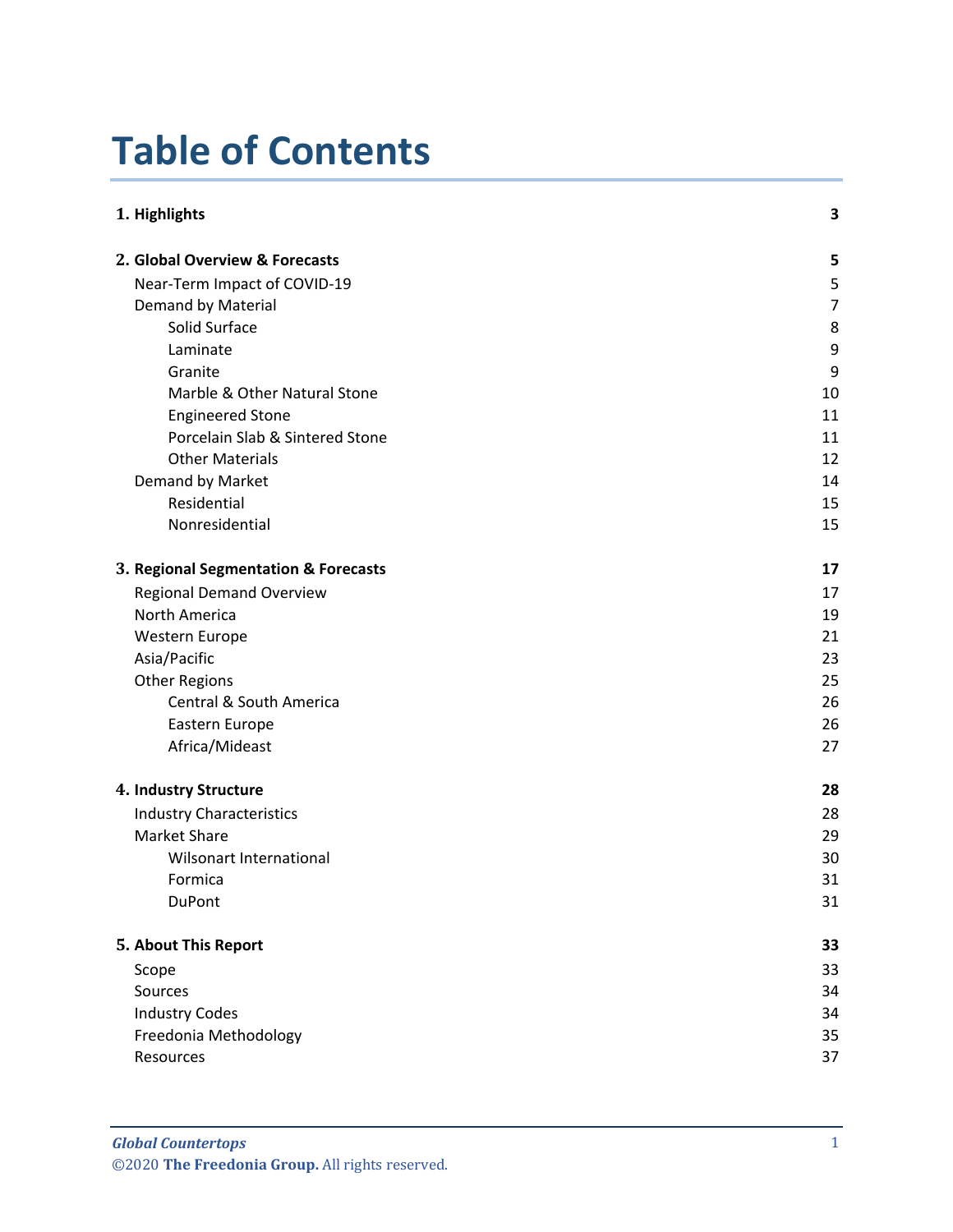# Table of Contents

| | |
|---|---|
| **1. Highlights** | **3** |
| **2. Global Overview & Forecasts** | **5** |
| Near-Term Impact of COVID-19 | 5 |
| Demand by Material | 7 |
| Solid Surface | 8 |
| Laminate | 9 |
| Granite | 9 |
| Marble & Other Natural Stone | 10 |
| Engineered Stone | 11 |
| Porcelain Slab & Sintered Stone | 11 |
| Other Materials | 12 |
| Demand by Market | 14 |
| Residential | 15 |
| Nonresidential | 15 |
| **3. Regional Segmentation & Forecasts** | **17** |
| Regional Demand Overview | 17 |
| North America | 19 |
| Western Europe | 21 |
| Asia/Pacific | 23 |
| Other Regions | 25 |
| Central & South America | 26 |
| Eastern Europe | 26 |
| Africa/Mideast | 27 |
| **4. Industry Structure** | **28** |
| Industry Characteristics | 28 |
| Market Share | 29 |
| Wilsonart International | 30 |
| Formica | 31 |
| DuPont | 31 |
| **5. About This Report** | **33** |
| Scope | 33 |
| Sources | 34 |
| Industry Codes | 34 |
| Freedonia Methodology | 35 |
| Resources | 37 |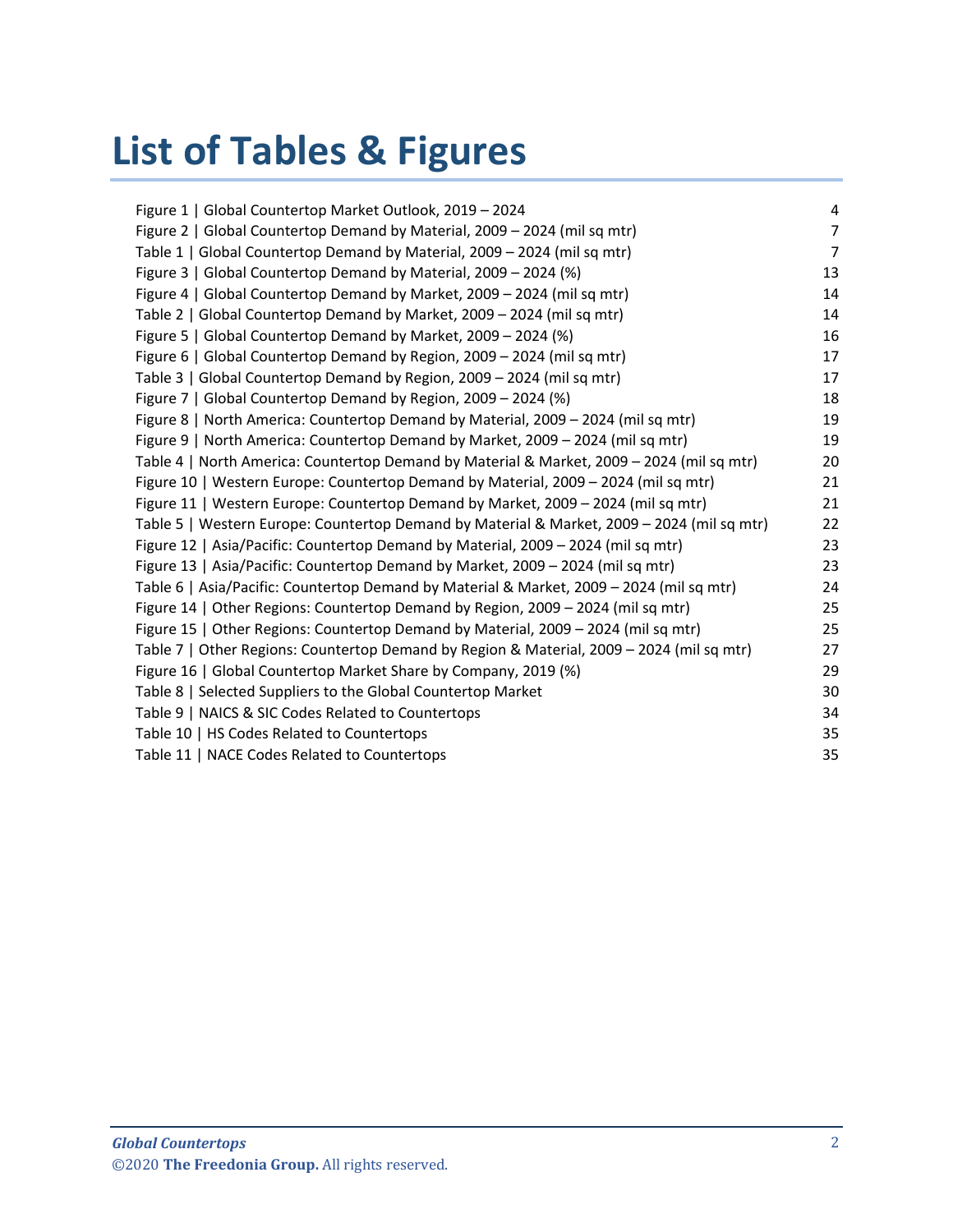# List of Tables & Figures

| | |
|---|---|
| Figure 1 \| Global Countertop Market Outlook, 2019 – 2024 | 4 |
| Figure 2 \| Global Countertop Demand by Material, 2009 – 2024 (mil sq mtr) | 7 |
| Table 1 \| Global Countertop Demand by Material, 2009 – 2024 (mil sq mtr) | 7 |
| Figure 3 \| Global Countertop Demand by Material, 2009 – 2024 (%) | 13 |
| Figure 4 \| Global Countertop Demand by Market, 2009 – 2024 (mil sq mtr) | 14 |
| Table 2 \| Global Countertop Demand by Market, 2009 – 2024 (mil sq mtr) | 14 |
| Figure 5 \| Global Countertop Demand by Market, 2009 – 2024 (%) | 16 |
| Figure 6 \| Global Countertop Demand by Region, 2009 – 2024 (mil sq mtr) | 17 |
| Table 3 \| Global Countertop Demand by Region, 2009 – 2024 (mil sq mtr) | 17 |
| Figure 7 \| Global Countertop Demand by Region, 2009 – 2024 (%) | 18 |
| Figure 8 \| North America: Countertop Demand by Material, 2009 – 2024 (mil sq mtr) | 19 |
| Figure 9 \| North America: Countertop Demand by Market, 2009 – 2024 (mil sq mtr) | 19 |
| Table 4 \| North America: Countertop Demand by Material & Market, 2009 – 2024 (mil sq mtr) | 20 |
| Figure 10 \| Western Europe: Countertop Demand by Material, 2009 – 2024 (mil sq mtr) | 21 |
| Figure 11 \| Western Europe: Countertop Demand by Market, 2009 – 2024 (mil sq mtr) | 21 |
| Table 5 \| Western Europe: Countertop Demand by Material & Market, 2009 – 2024 (mil sq mtr) | 22 |
| Figure 12 \| Asia/Pacific: Countertop Demand by Material, 2009 – 2024 (mil sq mtr) | 23 |
| Figure 13 \| Asia/Pacific: Countertop Demand by Market, 2009 – 2024 (mil sq mtr) | 23 |
| Table 6 \| Asia/Pacific: Countertop Demand by Material & Market, 2009 – 2024 (mil sq mtr) | 24 |
| Figure 14 \| Other Regions: Countertop Demand by Region, 2009 – 2024 (mil sq mtr) | 25 |
| Figure 15 \| Other Regions: Countertop Demand by Material, 2009 – 2024 (mil sq mtr) | 25 |
| Table 7 \| Other Regions: Countertop Demand by Region & Material, 2009 – 2024 (mil sq mtr) | 27 |
| Figure 16 \| Global Countertop Market Share by Company, 2019 (%) | 29 |
| Table 8 \| Selected Suppliers to the Global Countertop Market | 30 |
| Table 9 \| NAICS & SIC Codes Related to Countertops | 34 |
| Table 10 \| HS Codes Related to Countertops | 35 |
| Table 11 \| NACE Codes Related to Countertops | 35 |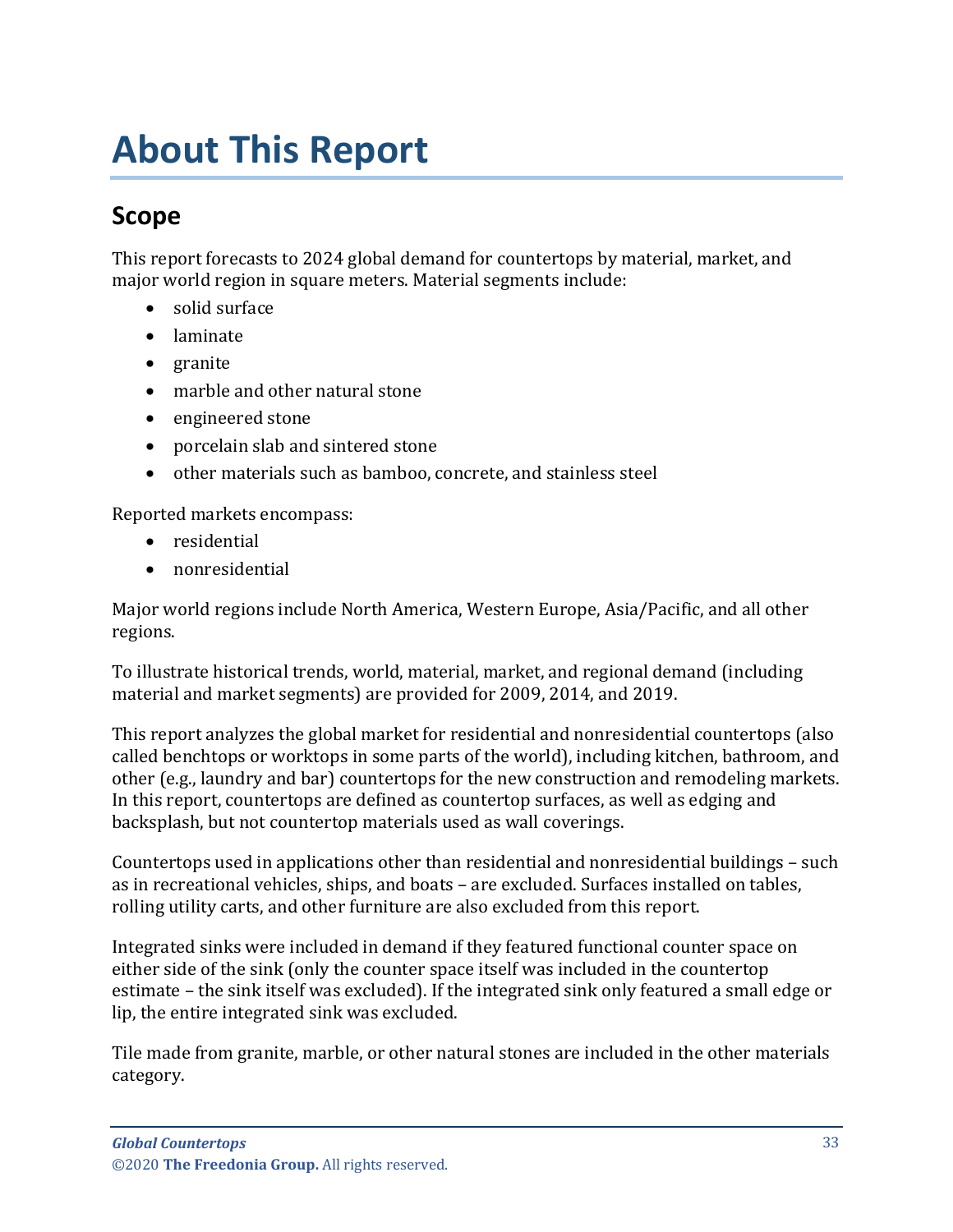# About This Report

## Scope

This report forecasts to 2024 global demand for countertops by material, market, and major world region in square meters. Material segments include:

- solid surface
- laminate
- granite
- marble and other natural stone
- engineered stone
- porcelain slab and sintered stone
- other materials such as bamboo, concrete, and stainless steel

Reported markets encompass:

- residential
- nonresidential

Major world regions include North America, Western Europe, Asia/Pacific, and all other regions.

To illustrate historical trends, world, material, market, and regional demand (including material and market segments) are provided for 2009, 2014, and 2019.

This report analyzes the global market for residential and nonresidential countertops (also called benchtops or worktops in some parts of the world), including kitchen, bathroom, and other (e.g., laundry and bar) countertops for the new construction and remodeling markets. In this report, countertops are defined as countertop surfaces, as well as edging and backsplash, but not countertop materials used as wall coverings.

Countertops used in applications other than residential and nonresidential buildings – such as in recreational vehicles, ships, and boats – are excluded. Surfaces installed on tables, rolling utility carts, and other furniture are also excluded from this report.

Integrated sinks were included in demand if they featured functional counter space on either side of the sink (only the counter space itself was included in the countertop estimate – the sink itself was excluded). If the integrated sink only featured a small edge or lip, the entire integrated sink was excluded.

Tile made from granite, marble, or other natural stones are included in the other materials category.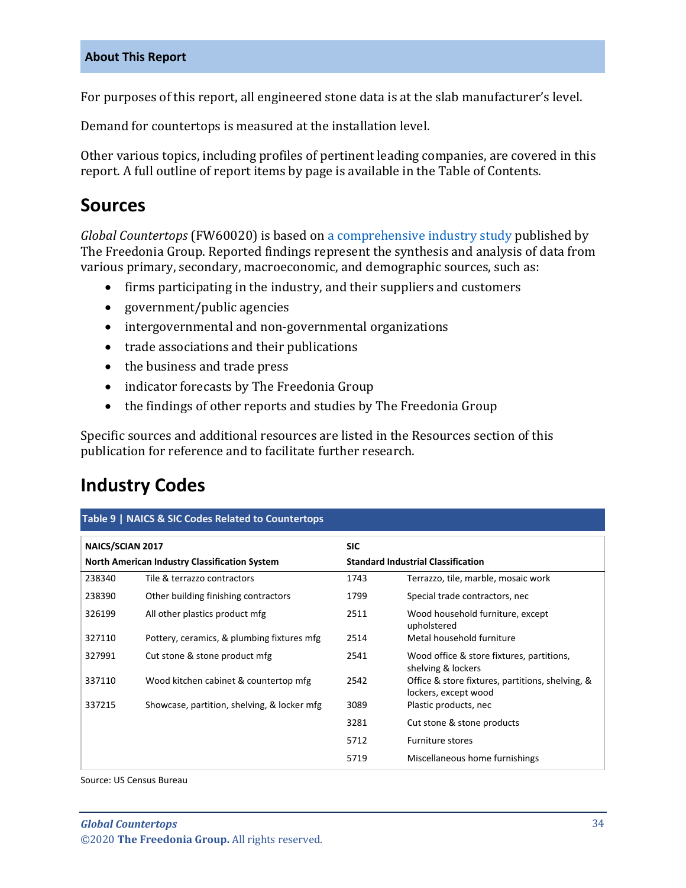## About This Report

For purposes of this report, all engineered stone data is at the slab manufacturer's level.

Demand for countertops is measured at the installation level.

Other various topics, including profiles of pertinent leading companies, are covered in this report. A full outline of report items by page is available in the Table of Contents.

## Sources

*Global Countertops* (FW60020) is based on a comprehensive industry study published by The Freedonia Group. Reported findings represent the synthesis and analysis of data from various primary, secondary, macroeconomic, and demographic sources, such as:

- firms participating in the industry, and their suppliers and customers
- government/public agencies
- intergovernmental and non-governmental organizations
- trade associations and their publications
- the business and trade press
- indicator forecasts by The Freedonia Group
- the findings of other reports and studies by The Freedonia Group

Specific sources and additional resources are listed in the Resources section of this publication for reference and to facilitate further research.

## Industry Codes

**Table 9 | NAICS & SIC Codes Related to Countertops**

| NAICS/SCIAN 2017 | | SIC | |
|---|---|---|---|
| **North American Industry Classification System** | | **Standard Industrial Classification** | |
| 238340 | Tile & terrazzo contractors | 1743 | Terrazzo, tile, marble, mosaic work |
| 238390 | Other building finishing contractors | 1799 | Special trade contractors, nec |
| 326199 | All other plastics product mfg | 2511 | Wood household furniture, except upholstered |
| 327110 | Pottery, ceramics, & plumbing fixtures mfg | 2514 | Metal household furniture |
| 327991 | Cut stone & stone product mfg | 2541 | Wood office & store fixtures, partitions, shelving & lockers |
| 337110 | Wood kitchen cabinet & countertop mfg | 2542 | Office & store fixtures, partitions, shelving, & lockers, except wood |
| 337215 | Showcase, partition, shelving, & locker mfg | 3089 | Plastic products, nec |
| | | 3281 | Cut stone & stone products |
| | | 5712 | Furniture stores |
| | | 5719 | Miscellaneous home furnishings |

Source: US Census Bureau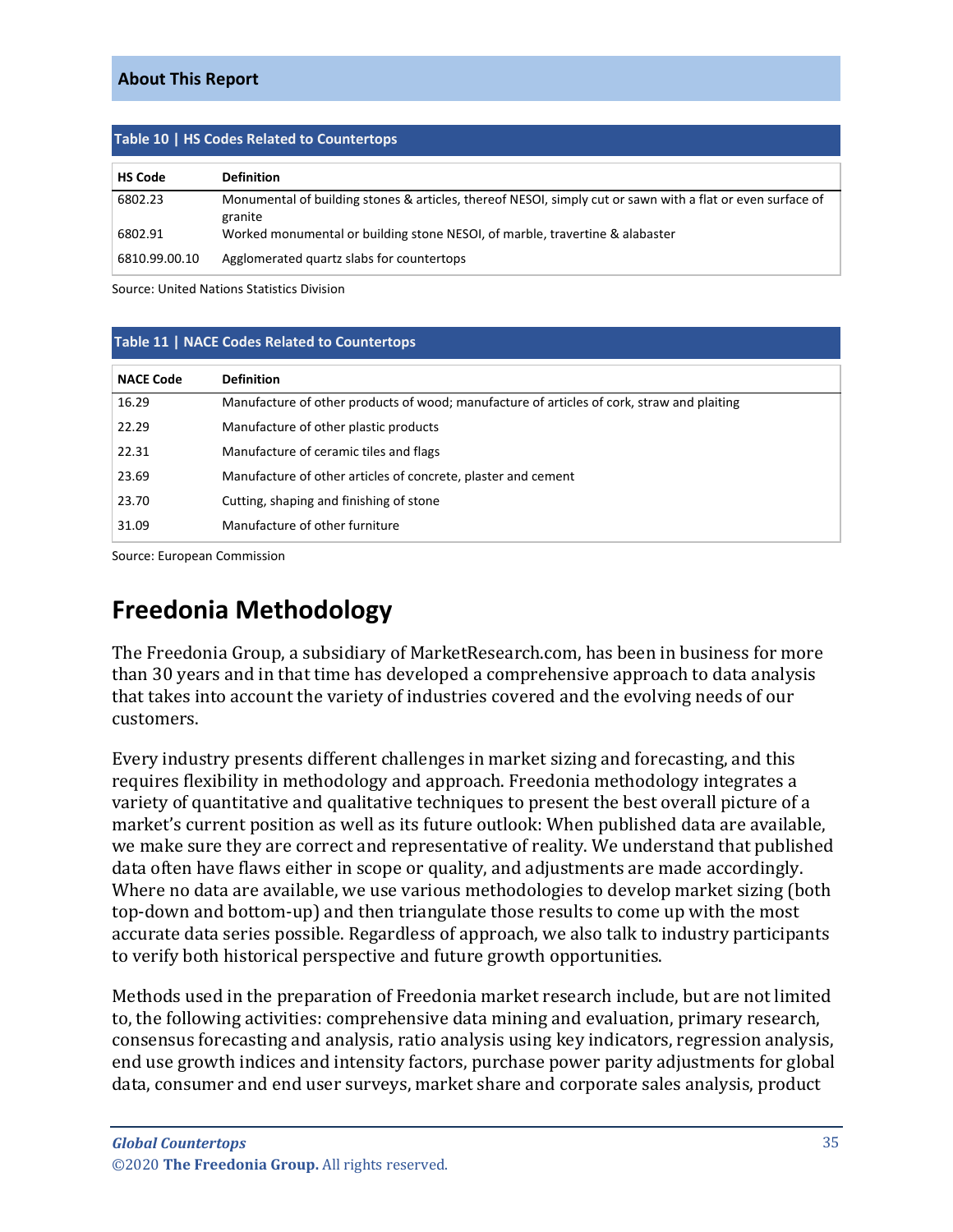## About This Report

**Table 10 | HS Codes Related to Countertops**

| HS Code | Definition |
|---|---|
| 6802.23 | Monumental of building stones & articles, thereof NESOI, simply cut or sawn with a flat or even surface of granite |
| 6802.91 | Worked monumental or building stone NESOI, of marble, travertine & alabaster |
| 6810.99.00.10 | Agglomerated quartz slabs for countertops |

Source: United Nations Statistics Division

**Table 11 | NACE Codes Related to Countertops**

| NACE Code | Definition |
|---|---|
| 16.29 | Manufacture of other products of wood; manufacture of articles of cork, straw and plaiting |
| 22.29 | Manufacture of other plastic products |
| 22.31 | Manufacture of ceramic tiles and flags |
| 23.69 | Manufacture of other articles of concrete, plaster and cement |
| 23.70 | Cutting, shaping and finishing of stone |
| 31.09 | Manufacture of other furniture |

Source: European Commission

# Freedonia Methodology

The Freedonia Group, a subsidiary of MarketResearch.com, has been in business for more than 30 years and in that time has developed a comprehensive approach to data analysis that takes into account the variety of industries covered and the evolving needs of our customers.

Every industry presents different challenges in market sizing and forecasting, and this requires flexibility in methodology and approach. Freedonia methodology integrates a variety of quantitative and qualitative techniques to present the best overall picture of a market's current position as well as its future outlook: When published data are available, we make sure they are correct and representative of reality. We understand that published data often have flaws either in scope or quality, and adjustments are made accordingly. Where no data are available, we use various methodologies to develop market sizing (both top-down and bottom-up) and then triangulate those results to come up with the most accurate data series possible. Regardless of approach, we also talk to industry participants to verify both historical perspective and future growth opportunities.

Methods used in the preparation of Freedonia market research include, but are not limited to, the following activities: comprehensive data mining and evaluation, primary research, consensus forecasting and analysis, ratio analysis using key indicators, regression analysis, end use growth indices and intensity factors, purchase power parity adjustments for global data, consumer and end user surveys, market share and corporate sales analysis, product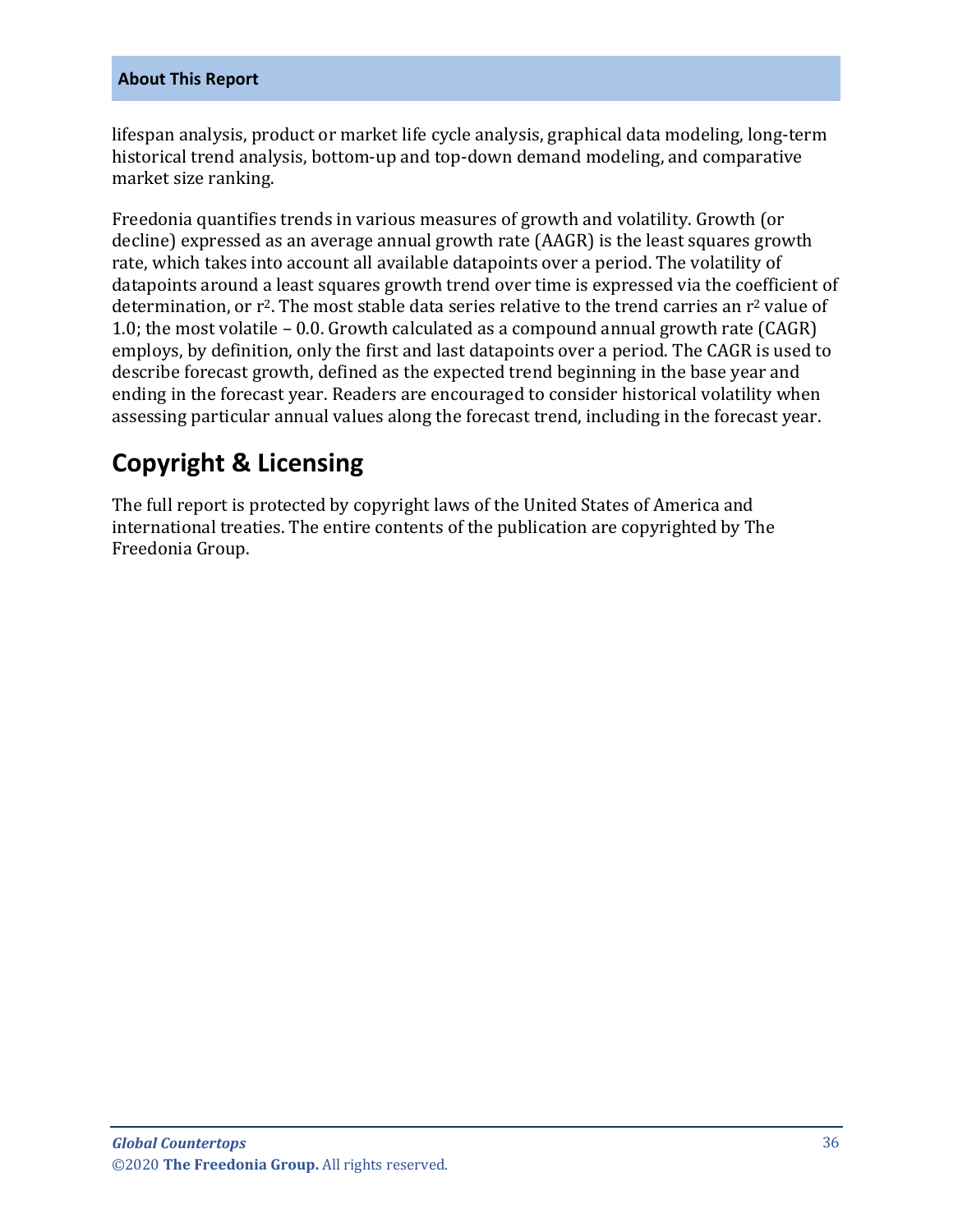lifespan analysis, product or market life cycle analysis, graphical data modeling, long-term historical trend analysis, bottom-up and top-down demand modeling, and comparative market size ranking.

Freedonia quantifies trends in various measures of growth and volatility. Growth (or decline) expressed as an average annual growth rate (AAGR) is the least squares growth rate, which takes into account all available datapoints over a period. The volatility of datapoints around a least squares growth trend over time is expressed via the coefficient of determination, or $r^2$. The most stable data series relative to the trend carries an $r^2$ value of 1.0; the most volatile – 0.0. Growth calculated as a compound annual growth rate (CAGR) employs, by definition, only the first and last datapoints over a period. The CAGR is used to describe forecast growth, defined as the expected trend beginning in the base year and ending in the forecast year. Readers are encouraged to consider historical volatility when assessing particular annual values along the forecast trend, including in the forecast year.

## Copyright & Licensing

The full report is protected by copyright laws of the United States of America and international treaties. The entire contents of the publication are copyrighted by The Freedonia Group.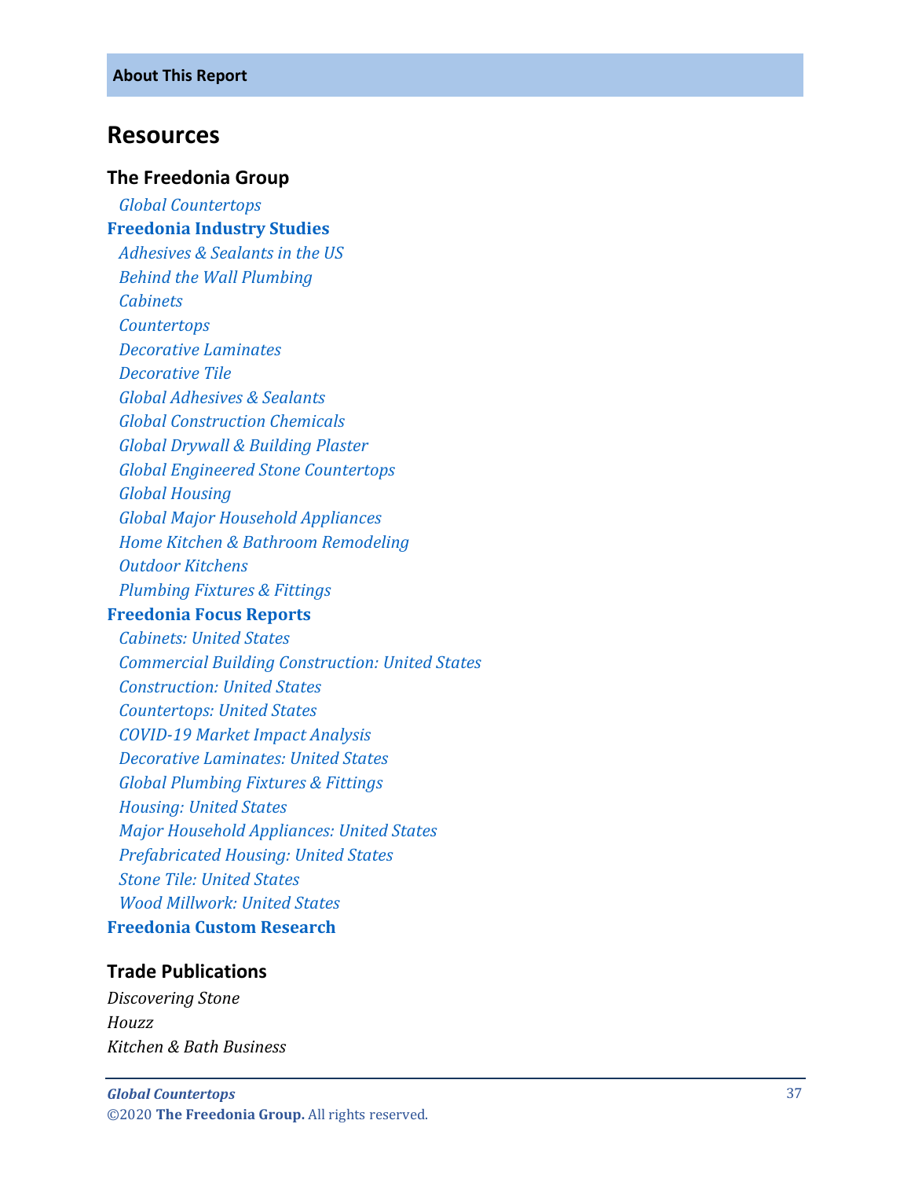**About This Report**

## Resources

### The Freedonia Group

*Global Countertops*

**Freedonia Industry Studies**

*Adhesives & Sealants in the US*
*Behind the Wall Plumbing*
*Cabinets*
*Countertops*
*Decorative Laminates*
*Decorative Tile*
*Global Adhesives & Sealants*
*Global Construction Chemicals*
*Global Drywall & Building Plaster*
*Global Engineered Stone Countertops*
*Global Housing*
*Global Major Household Appliances*
*Home Kitchen & Bathroom Remodeling*
*Outdoor Kitchens*
*Plumbing Fixtures & Fittings*

**Freedonia Focus Reports**

*Cabinets: United States*
*Commercial Building Construction: United States*
*Construction: United States*
*Countertops: United States*
*COVID-19 Market Impact Analysis*
*Decorative Laminates: United States*
*Global Plumbing Fixtures & Fittings*
*Housing: United States*
*Major Household Appliances: United States*
*Prefabricated Housing: United States*
*Stone Tile: United States*
*Wood Millwork: United States*

**Freedonia Custom Research**

### Trade Publications

*Discovering Stone*
*Houzz*
*Kitchen & Bath Business*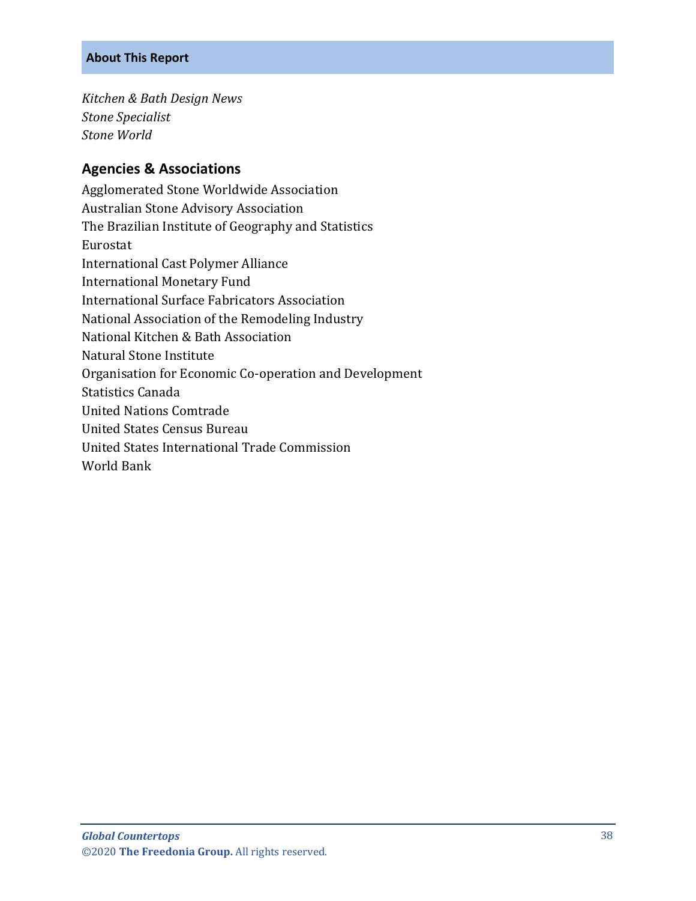*Kitchen & Bath Design News*
*Stone Specialist*
*Stone World*

## Agencies & Associations

Agglomerated Stone Worldwide Association
Australian Stone Advisory Association
The Brazilian Institute of Geography and Statistics
Eurostat
International Cast Polymer Alliance
International Monetary Fund
International Surface Fabricators Association
National Association of the Remodeling Industry
National Kitchen & Bath Association
Natural Stone Institute
Organisation for Economic Co-operation and Development
Statistics Canada
United Nations Comtrade
United States Census Bureau
United States International Trade Commission
World Bank